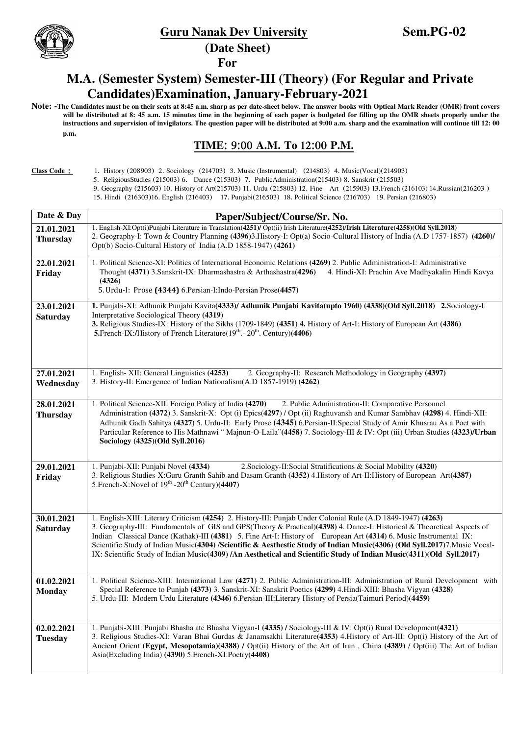# Guru Nanak Dev University — Sem.PG-02

## (Date Sheet)

**For**

## M.A. (Semester System) Semester-III (Theory) (For Regular and Private Candidates)Examination, January-February-2021

**Note: -The Candidates must be on their seats at 8:45 a.m. sharp as per date-sheet below. The answer books with Optical Mark Reader (OMR) front covers will be distributed at 8: 45 a.m. 15 minutes time in the beginning of each paper is budgeted for filling up the OMR sheets properly under the instructions and supervision of invigilators. The question paper will be distributed at 9:00 a.m. sharp and the examination will continue till 12: 00 p.m.**

## TIME: 9:00 A.M. To 12:00 P.M.

**Class Code :** 1. History (208903) 2. Sociology (214703) 3. Music (Instrumental) (214803) 4. Music(Vocal)(214903) 5. ReligiousStudies (215003) 6. Dance (215303) 7. PublicAdministration(215403) 8. Sanskrit (215503) 9. Geography (215603) 10. History of Art(215703) 11. Urdu (215803) 12. Fine Art (215903) 13.French (216103) 14.Russian(216203 ) 15. Hindi (216303)16. English (216403) 17. Punjabi(216503) 18. Political Science (216703) 19. Persian (216803)

| Date & Day | Paper/Subject/Course/Sr. No. |
|---|---|
| **21.01.2021 Thursday** | 1. English-XI:Opt(i)Punjabi Literature in Translation**(4251)/** Opt(ii) Irish Literature**(4252)/Irish Literature(4258)(Old Syll.2018)** 2. Geography-I: Town & Country Planning **(4396)**3.History-I: Opt(a) Socio-Cultural History of India (A.D 1757-1857) **(4260)/** Opt(b) Socio-Cultural History of India (A.D 1858-1947) **(4261)** |
| **22.01.2021 Friday** | 1. Political Science-XI: Politics of International Economic Relations **(4269)** 2. Public Administration-I: Administrative Thought **(4371)** 3.Sanskrit-IX: Dharmashastra & Arthashastra**(4296)** 4. Hindi-XI: Prachin Ave Madhyakalin Hindi Kavya **(4326)** 5. Urdu-I: Prose **(4344)** 6.Persian-I:Indo-Persian Prose**(4457)** |
| **23.01.2021 Saturday** | **1.** Punjabi-XI: Adhunik Punjabi Kavita**(4333)/ Adhunik Punjabi Kavita(upto 1960) (4338)(Old Syll.2018) 2.**Sociology-I: Interpretative Sociological Theory **(4319)** **3.** Religious Studies-IX: History of the Sikhs (1709-1849) **(4351) 4.** History of Art-I: History of European Art **(4386)** **5.**French-IX:/History of French Literature(19th.- 20th. Century)**(4406)** |
| **27.01.2021 Wednesday** | 1. English- XII: General Linguistics **(4253)** 2. Geography-II: Research Methodology in Geography **(4397)** 3. History-II: Emergence of Indian Nationalism(A.D 1857-1919) **(4262)** |
| **28.01.2021 Thursday** | 1. Political Science-XII: Foreign Policy of India **(4270)** 2. Public Administration-II: Comparative Personnel Administration **(4372)** 3. Sanskrit-X: Opt (i) Epics**(4297)** / Opt (ii) Raghuvansh and Kumar Sambhav **(4298)** 4. Hindi-XII: Adhunik Gadh Sahitya **(4327)** 5. Urdu-II: Early Prose **(4345)** 6.Persian-II:Special Study of Amir Khusrau As a Poet with Particular Reference to His Mathnawi " Majnun-O-Laila"**(4458)** 7. Sociology-III & IV: Opt (iii) Urban Studies **(4323)/Urban Sociology (4325)(Old Syll.2016)** |
| **29.01.2021 Friday** | 1. Punjabi-XII: Punjabi Novel **(4334)** 2.Sociology-II:Social Stratifications & Social Mobility **(4320)** 3. Religious Studies-X:Guru Granth Sahib and Dasam Granth **(4352)** 4.History of Art-II:History of European Art**(4387)** 5.French-X:Novel of 19th -20th Century)**(4407)** |
| **30.01.2021 Saturday** | 1. English-XIII: Literary Criticism **(4254)** 2. History-III: Punjab Under Colonial Rule (A.D 1849-1947) **(4263)** 3. Geography-III: Fundamentals of GIS and GPS(Theory & Practical)**(4398)** 4. Dance-I: Historical & Theoretical Aspects of Indian Classical Dance (Kathak)-III **(4381)** 5. Fine Art-I: History of European Art **(4314)** 6. Music Instrumental IX: Scientific Study of Indian Music**(4304) /Scientific & Aesthestic Study of Indian Music(4306) (Old Syll.2017)**7.Music Vocal-IX: Scientific Study of Indian Music**(4309) /An Aesthetical and Scientific Study of Indian Music(4311)(Old Syll.2017)** |
| **01.02.2021 Monday** | 1. Political Science-XIII: International Law **(4271)** 2. Public Administration-III: Administration of Rural Development with Special Reference to Punjab **(4373)** 3. Sanskrit-XI: Sanskrit Poetics **(4299)** 4.Hindi-XIII: Bhasha Vigyan **(4328)** 5. Urdu-III: Modern Urdu Literature **(4346)** 6.Persian-III:Literary History of Persia(Taimuri Period)**(4459)** |
| **02.02.2021 Tuesday** | 1. Punjabi-XIII: Punjabi Bhasha ate Bhasha Vigyan-I **(4335) /** Sociology-III & IV: Opt(i) Rural Development**(4321)** 3. Religious Studies-XI: Varan Bhai Gurdas & Janamsakhi Literature**(4353)** 4.History of Art-III: Opt(i) History of the Art of Ancient Orient **(Egypt, Mesopotamia)(4388) /** Opt(ii) History of the Art of Iran , China **(4389)** / Opt(iii) The Art of Indian Asia(Excluding India) **(4390)** 5.French-XI:Poetry**(4408)** |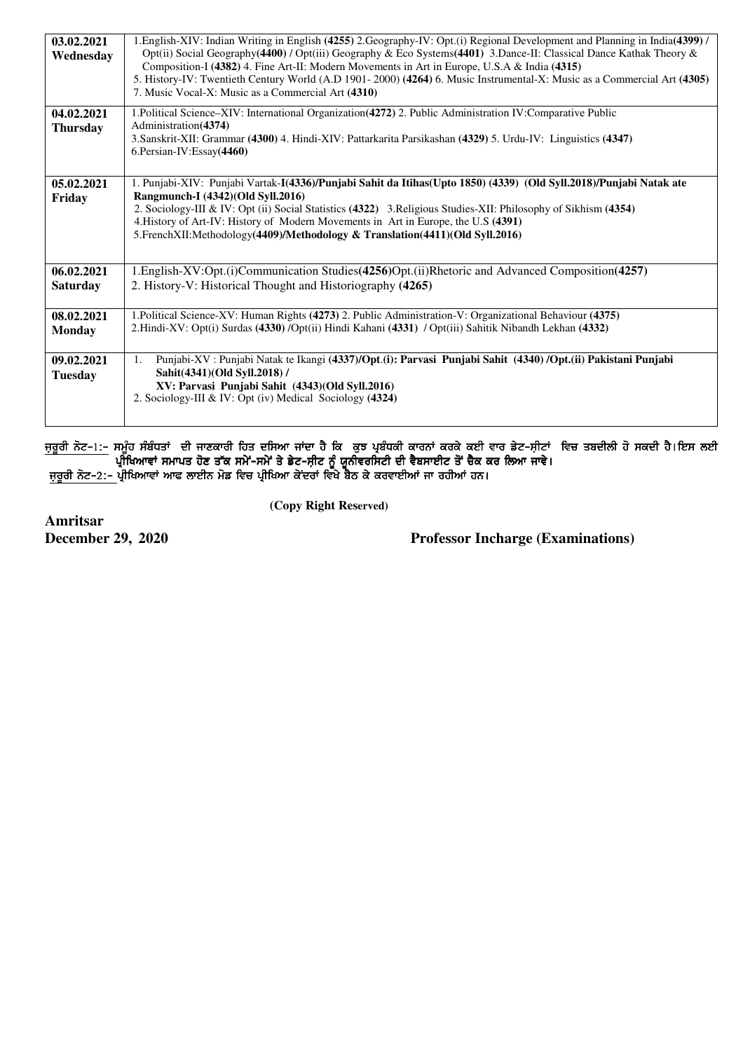| | |
|---|---|
| **03.02.2021 Wednesday** | 1.English-XIV: Indian Writing in English **(4255)** 2.Geography-IV: Opt.(i) Regional Development and Planning in India**(4399)** / Opt(ii) Social Geography**(4400)** / Opt(iii) Geography & Eco Systems**(4401)** 3.Dance-II: Classical Dance Kathak Theory & Composition-I **(4382)** 4. Fine Art-II: Modern Movements in Art in Europe, U.S.A & India **(4315)** 5. History-IV: Twentieth Century World (A.D 1901- 2000) **(4264)** 6. Music Instrumental-X: Music as a Commercial Art **(4305)** 7. Music Vocal-X: Music as a Commercial Art **(4310)** |
| **04.02.2021 Thursday** | 1.Political Science–XIV: International Organization**(4272)** 2. Public Administration IV:Comparative Public Administration**(4374)** 3.Sanskrit-XII: Grammar **(4300)** 4. Hindi-XIV: Pattarkarita Parsikashan **(4329)** 5. Urdu-IV: Linguistics **(4347)** 6.Persian-IV:Essay**(4460)** |
| **05.02.2021 Friday** | 1. Punjabi-XIV: Punjabi Vartak-**I(4336)/Punjabi Sahit da Itihas(Upto 1850) (4339) (Old Syll.2018)/Punjabi Natak ate Rangmunch-I (4342)(Old Syll.2016)** 2. Sociology-III & IV: Opt (ii) Social Statistics **(4322)** 3.Religious Studies-XII: Philosophy of Sikhism **(4354)** 4.History of Art-IV: History of Modern Movements in Art in Europe, the U.S **(4391)** 5.FrenchXII:Methodology**(4409)/Methodology & Translation(4411)(Old Syll.2016)** |
| **06.02.2021 Saturday** | 1.English-XV:Opt.(i)Communication Studies**(4256)**Opt.(ii)Rhetoric and Advanced Composition**(4257)** 2. History-V: Historical Thought and Historiography **(4265)** |
| **08.02.2021 Monday** | 1.Political Science-XV: Human Rights **(4273)** 2. Public Administration-V: Organizational Behaviour **(4375)** 2.Hindi-XV: Opt(i) Surdas **(4330)** /Opt(ii) Hindi Kahani **(4331)** / Opt(iii) Sahitik Nibandh Lekhan **(4332)** |
| **09.02.2021 Tuesday** | 1. Punjabi-XV : Punjabi Natak te Ikangi **(4337)/Opt.(i): Parvasi Punjabi Sahit (4340) /Opt.(ii) Pakistani Punjabi Sahit(4341)(Old Syll.2018) / XV: Parvasi Punjabi Sahit (4343)(Old Syll.2016)** 2. Sociology-III & IV: Opt (iv) Medical Sociology **(4324)** |

**ਜ਼ਰੂਰੀ ਨੋਟ-1:-** ਸਮੂੰਹ ਸੰਬੰਧਤਾਂ ਦੀ ਜਾਣਕਾਰੀ ਹਿਤ ਦਸਿਆ ਜਾਂਦਾ ਹੈ ਕਿ ਕੁਝ ਪ੍ਰਬੰਧਕੀ ਕਾਰਨਾਂ ਕਰਕੇ ਕਈ ਵਾਰ ਡੇਟ-ਸ਼ੀਟਾਂ ਵਿਚ ਤਬਦੀਲੀ ਹੋ ਸਕਦੀ ਹੈ।ਇਸ ਲਈ ਪ੍ਰੀਖਿਆਵਾਂ ਸਮਾਪਤ ਹੋਣ ਤੱਕ ਸਮੇਂ-ਸਮੇਂ ਤੇ ਡੇਟ-ਸ਼ੀਟ ਨੂੰ ਯੂਨੀਵਰਸਿਟੀ ਦੀ ਵੈਬਸਾਈਟ ਤੋਂ ਚੈਕ ਕਰ ਲਿਆ ਜਾਵੇ।

**ਜ਼ਰੂਰੀ ਨੋਟ-2:-** ਪ੍ਰੀਖਿਆਵਾਂ ਆਫ ਲਾਈਨ ਮੋਡ ਵਿਚ ਪ੍ਰੀਖਿਆ ਕੇਂਦਰਾਂ ਵਿਖੇ ਬੈਠ ਕੇ ਕਰਵਾਈਆਂ ਜਾ ਰਹੀਆਂ ਹਨ।

**(Copy Right Reserved)**

**Amritsar**
**December 29, 2020**

**Professor Incharge (Examinations)**